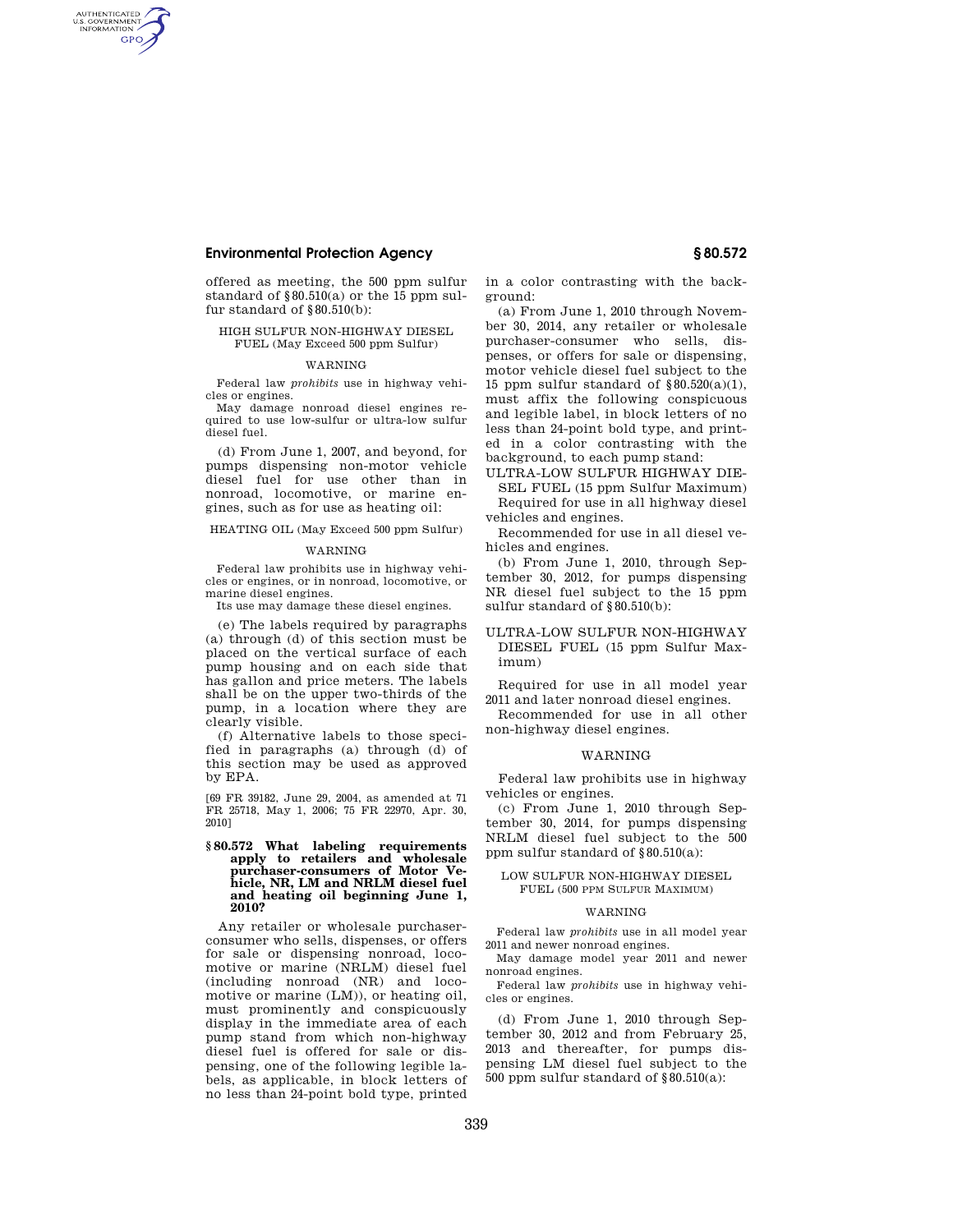offered as meeting, the 500 ppm sulfur standard of §80.510(a) or the 15 ppm sulfur standard of §80.510(b):

HIGH SULFUR NON-HIGHWAY DIESEL FUEL (May Exceed 500 ppm Sulfur)

WARNING

Federal law *prohibits* use in highway vehicles or engines.

May damage nonroad diesel engines required to use low-sulfur or ultra-low sulfur diesel fuel.

(d) From June 1, 2007, and beyond, for pumps dispensing non-motor vehicle diesel fuel for use other than in nonroad, locomotive, or marine engines, such as for use as heating oil:

HEATING OIL (May Exceed 500 ppm Sulfur)

WARNING

Federal law prohibits use in highway vehicles or engines, or in nonroad, locomotive, or marine diesel engines.

Its use may damage these diesel engines.

(e) The labels required by paragraphs (a) through (d) of this section must be placed on the vertical surface of each pump housing and on each side that has gallon and price meters. The labels shall be on the upper two-thirds of the pump, in a location where they are clearly visible.

(f) Alternative labels to those specified in paragraphs (a) through (d) of this section may be used as approved by EPA.

[69 FR 39182, June 29, 2004, as amended at 71 FR 25718, May 1, 2006; 75 FR 22970, Apr. 30, 2010]

### §80.572 What labeling requirements apply to retailers and wholesale purchaser-consumers of Motor Vehicle, NR, LM and NRLM diesel fuel and heating oil beginning June 1, 2010?

Any retailer or wholesale purchaser-consumer who sells, dispenses, or offers for sale or dispensing nonroad, locomotive or marine (NRLM) diesel fuel (including nonroad (NR) and locomotive or marine (LM)), or heating oil, must prominently and conspicuously display in the immediate area of each pump stand from which non-highway diesel fuel is offered for sale or dispensing, one of the following legible labels, as applicable, in block letters of no less than 24-point bold type, printed in a color contrasting with the background:

(a) From June 1, 2010 through November 30, 2014, any retailer or wholesale purchaser-consumer who sells, dispenses, or offers for sale or dispensing, motor vehicle diesel fuel subject to the 15 ppm sulfur standard of §80.520(a)(1), must affix the following conspicuous and legible label, in block letters of no less than 24-point bold type, and printed in a color contrasting with the background, to each pump stand:

ULTRA-LOW SULFUR HIGHWAY DIESEL FUEL (15 ppm Sulfur Maximum)

Required for use in all highway diesel vehicles and engines.

Recommended for use in all diesel vehicles and engines.

(b) From June 1, 2010, through September 30, 2012, for pumps dispensing NR diesel fuel subject to the 15 ppm sulfur standard of §80.510(b):

ULTRA-LOW SULFUR NON-HIGHWAY DIESEL FUEL (15 ppm Sulfur Maximum)

Required for use in all model year 2011 and later nonroad diesel engines.

Recommended for use in all other non-highway diesel engines.

WARNING

Federal law prohibits use in highway vehicles or engines.

(c) From June 1, 2010 through September 30, 2014, for pumps dispensing NRLM diesel fuel subject to the 500 ppm sulfur standard of §80.510(a):

LOW SULFUR NON-HIGHWAY DIESEL FUEL (500 PPM SULFUR MAXIMUM)

WARNING

Federal law *prohibits* use in all model year 2011 and newer nonroad engines.

May damage model year 2011 and newer nonroad engines.

Federal law *prohibits* use in highway vehicles or engines.

(d) From June 1, 2010 through September 30, 2012 and from February 25, 2013 and thereafter, for pumps dispensing LM diesel fuel subject to the 500 ppm sulfur standard of §80.510(a):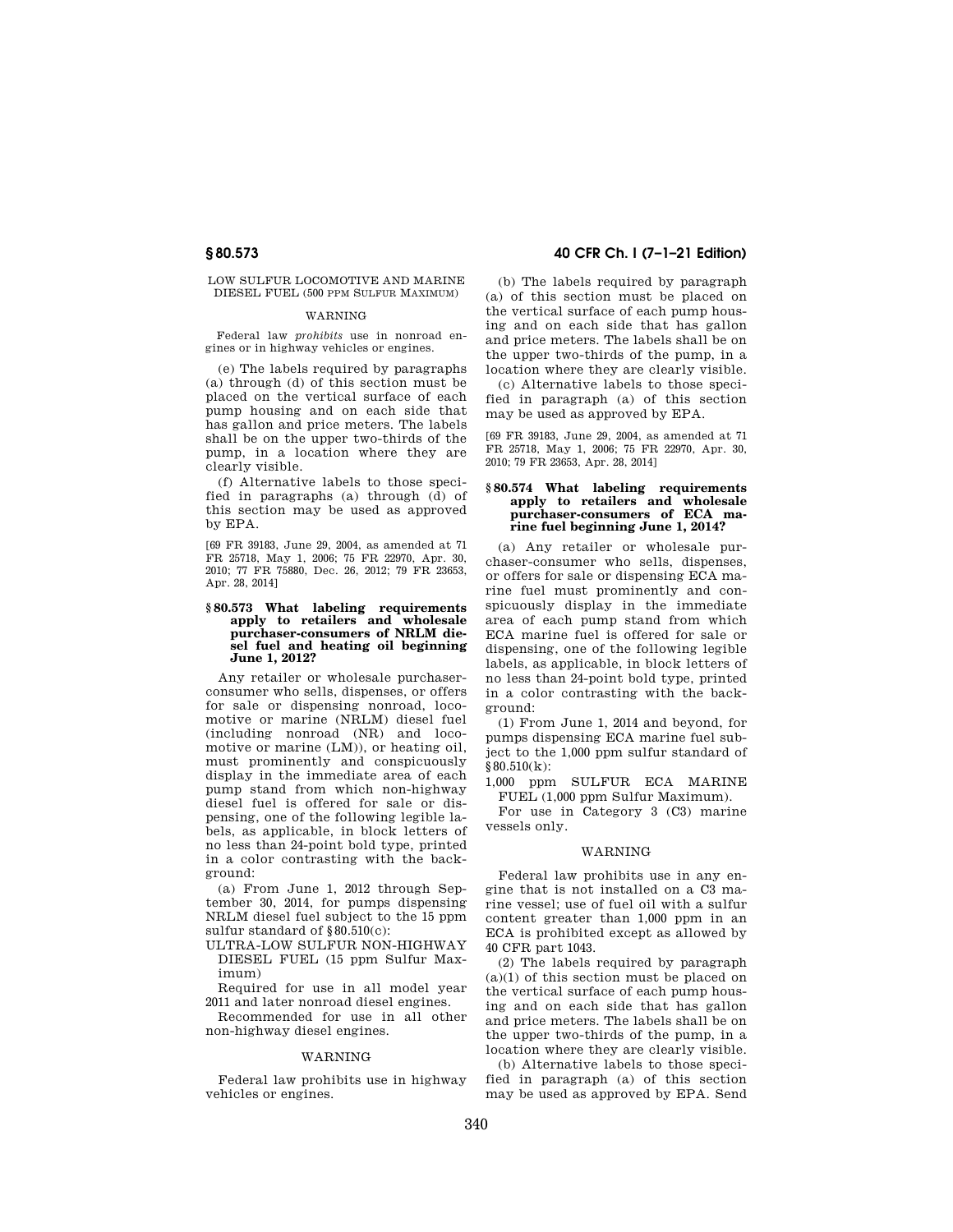LOW SULFUR LOCOMOTIVE AND MARINE DIESEL FUEL (500 PPM SULFUR MAXIMUM)

WARNING

Federal law *prohibits* use in nonroad engines or in highway vehicles or engines.

(e) The labels required by paragraphs (a) through (d) of this section must be placed on the vertical surface of each pump housing and on each side that has gallon and price meters. The labels shall be on the upper two-thirds of the pump, in a location where they are clearly visible.

(f) Alternative labels to those specified in paragraphs (a) through (d) of this section may be used as approved by EPA.

[69 FR 39183, June 29, 2004, as amended at 71 FR 25718, May 1, 2006; 75 FR 22970, Apr. 30, 2010; 77 FR 75880, Dec. 26, 2012; 79 FR 23653, Apr. 28, 2014]

### § 80.573 What labeling requirements apply to retailers and wholesale purchaser-consumers of NRLM diesel fuel and heating oil beginning June 1, 2012?

Any retailer or wholesale purchaser-consumer who sells, dispenses, or offers for sale or dispensing nonroad, locomotive or marine (NRLM) diesel fuel (including nonroad (NR) and locomotive or marine (LM)), or heating oil, must prominently and conspicuously display in the immediate area of each pump stand from which non-highway diesel fuel is offered for sale or dispensing, one of the following legible labels, as applicable, in block letters of no less than 24-point bold type, printed in a color contrasting with the background:

(a) From June 1, 2012 through September 30, 2014, for pumps dispensing NRLM diesel fuel subject to the 15 ppm sulfur standard of §80.510(c):

ULTRA-LOW SULFUR NON-HIGHWAY DIESEL FUEL (15 ppm Sulfur Maximum)

Required for use in all model year 2011 and later nonroad diesel engines.

Recommended for use in all other non-highway diesel engines.

WARNING

Federal law prohibits use in highway vehicles or engines.

(b) The labels required by paragraph (a) of this section must be placed on the vertical surface of each pump housing and on each side that has gallon and price meters. The labels shall be on the upper two-thirds of the pump, in a location where they are clearly visible.

(c) Alternative labels to those specified in paragraph (a) of this section may be used as approved by EPA.

[69 FR 39183, June 29, 2004, as amended at 71 FR 25718, May 1, 2006; 75 FR 22970, Apr. 30, 2010; 79 FR 23653, Apr. 28, 2014]

### § 80.574 What labeling requirements apply to retailers and wholesale purchaser-consumers of ECA marine fuel beginning June 1, 2014?

(a) Any retailer or wholesale purchaser-consumer who sells, dispenses, or offers for sale or dispensing ECA marine fuel must prominently and conspicuously display in the immediate area of each pump stand from which ECA marine fuel is offered for sale or dispensing, one of the following legible labels, as applicable, in block letters of no less than 24-point bold type, printed in a color contrasting with the background:

(1) From June 1, 2014 and beyond, for pumps dispensing ECA marine fuel subject to the 1,000 ppm sulfur standard of §80.510(k):

1,000 ppm SULFUR ECA MARINE FUEL (1,000 ppm Sulfur Maximum).

For use in Category 3 (C3) marine vessels only.

WARNING

Federal law prohibits use in any engine that is not installed on a C3 marine vessel; use of fuel oil with a sulfur content greater than 1,000 ppm in an ECA is prohibited except as allowed by 40 CFR part 1043.

(2) The labels required by paragraph (a)(1) of this section must be placed on the vertical surface of each pump housing and on each side that has gallon and price meters. The labels shall be on the upper two-thirds of the pump, in a location where they are clearly visible.

(b) Alternative labels to those specified in paragraph (a) of this section may be used as approved by EPA. Send